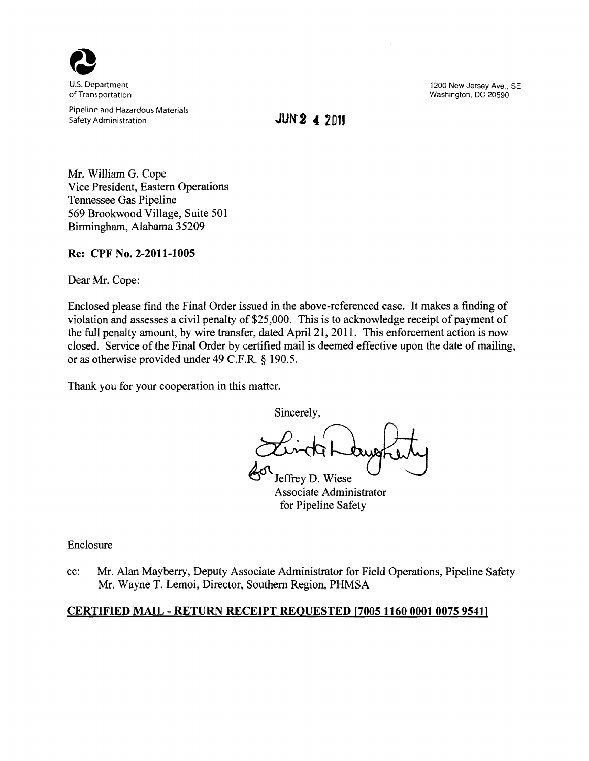U.S. Department of Transportation

Pipeline and Hazardous Materials Safety Administration

1200 New Jersey Ave., SE
Washington, DC 20590

JUN 2 4 2011

Mr. William G. Cope
Vice President, Eastern Operations
Tennessee Gas Pipeline
569 Brookwood Village, Suite 501
Birmingham, Alabama 35209

**Re: CPF No. 2-2011-1005**

Dear Mr. Cope:

Enclosed please find the Final Order issued in the above-referenced case. It makes a finding of violation and assesses a civil penalty of $25,000. This is to acknowledge receipt of payment of the full penalty amount, by wire transfer, dated April 21, 2011. This enforcement action is now closed. Service of the Final Order by certified mail is deemed effective upon the date of mailing, or as otherwise provided under 49 C.F.R. § 190.5.

Thank you for your cooperation in this matter.

Sincerely,

Linda Daugherty for
Jeffrey D. Wiese
Associate Administrator
for Pipeline Safety

Enclosure

cc: Mr. Alan Mayberry, Deputy Associate Administrator for Field Operations, Pipeline Safety
Mr. Wayne T. Lemoi, Director, Southern Region, PHMSA

**CERTIFIED MAIL - RETURN RECEIPT REQUESTED [7005 1160 0001 0075 9541]**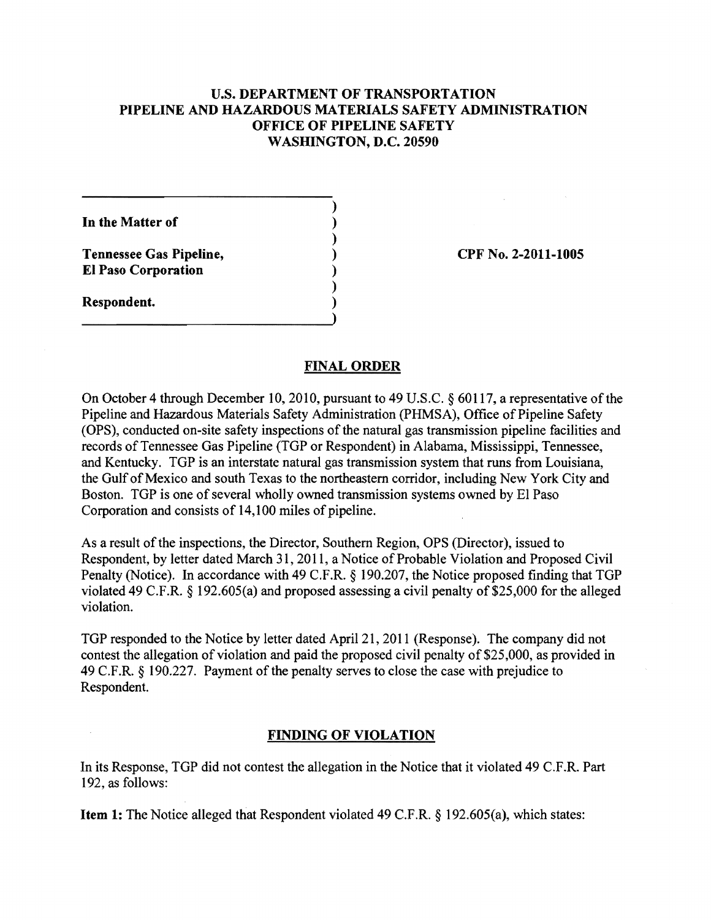# U.S. DEPARTMENT OF TRANSPORTATION
# PIPELINE AND HAZARDOUS MATERIALS SAFETY ADMINISTRATION
# OFFICE OF PIPELINE SAFETY
# WASHINGTON, D.C. 20590

**In the Matter of**

**Tennessee Gas Pipeline,**
**El Paso Corporation**

**Respondent.**

**CPF No. 2-2011-1005**

## FINAL ORDER

On October 4 through December 10, 2010, pursuant to 49 U.S.C. § 60117, a representative of the Pipeline and Hazardous Materials Safety Administration (PHMSA), Office of Pipeline Safety (OPS), conducted on-site safety inspections of the natural gas transmission pipeline facilities and records of Tennessee Gas Pipeline (TGP or Respondent) in Alabama, Mississippi, Tennessee, and Kentucky. TGP is an interstate natural gas transmission system that runs from Louisiana, the Gulf of Mexico and south Texas to the northeastern corridor, including New York City and Boston. TGP is one of several wholly owned transmission systems owned by El Paso Corporation and consists of 14,100 miles of pipeline.

As a result of the inspections, the Director, Southern Region, OPS (Director), issued to Respondent, by letter dated March 31, 2011, a Notice of Probable Violation and Proposed Civil Penalty (Notice). In accordance with 49 C.F.R. § 190.207, the Notice proposed finding that TGP violated 49 C.F.R. § 192.605(a) and proposed assessing a civil penalty of $25,000 for the alleged violation.

TGP responded to the Notice by letter dated April 21, 2011 (Response). The company did not contest the allegation of violation and paid the proposed civil penalty of $25,000, as provided in 49 C.F.R. § 190.227. Payment of the penalty serves to close the case with prejudice to Respondent.

## FINDING OF VIOLATION

In its Response, TGP did not contest the allegation in the Notice that it violated 49 C.F.R. Part 192, as follows:

**Item 1:** The Notice alleged that Respondent violated 49 C.F.R. § 192.605(a), which states: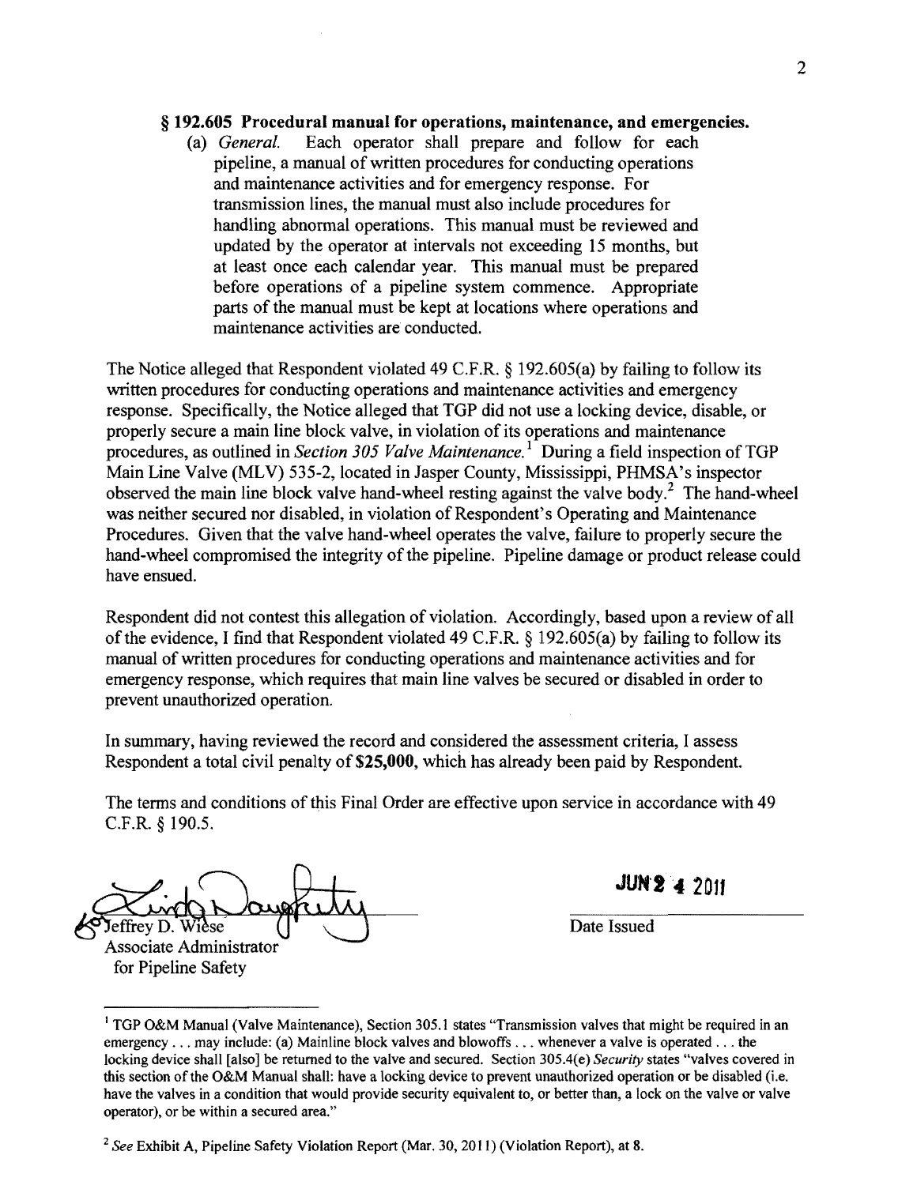**§ 192.605 Procedural manual for operations, maintenance, and emergencies.**

(a) *General.* Each operator shall prepare and follow for each pipeline, a manual of written procedures for conducting operations and maintenance activities and for emergency response. For transmission lines, the manual must also include procedures for handling abnormal operations. This manual must be reviewed and updated by the operator at intervals not exceeding 15 months, but at least once each calendar year. This manual must be prepared before operations of a pipeline system commence. Appropriate parts of the manual must be kept at locations where operations and maintenance activities are conducted.

The Notice alleged that Respondent violated 49 C.F.R. § 192.605(a) by failing to follow its written procedures for conducting operations and maintenance activities and emergency response. Specifically, the Notice alleged that TGP did not use a locking device, disable, or properly secure a main line block valve, in violation of its operations and maintenance procedures, as outlined in *Section 305 Valve Maintenance.*[1] During a field inspection of TGP Main Line Valve (MLV) 535-2, located in Jasper County, Mississippi, PHMSA's inspector observed the main line block valve hand-wheel resting against the valve body.[2] The hand-wheel was neither secured nor disabled, in violation of Respondent's Operating and Maintenance Procedures. Given that the valve hand-wheel operates the valve, failure to properly secure the hand-wheel compromised the integrity of the pipeline. Pipeline damage or product release could have ensued.

Respondent did not contest this allegation of violation. Accordingly, based upon a review of all of the evidence, I find that Respondent violated 49 C.F.R. § 192.605(a) by failing to follow its manual of written procedures for conducting operations and maintenance activities and for emergency response, which requires that main line valves be secured or disabled in order to prevent unauthorized operation.

In summary, having reviewed the record and considered the assessment criteria, I assess Respondent a total civil penalty of **$25,000,** which has already been paid by Respondent.

The terms and conditions of this Final Order are effective upon service in accordance with 49 C.F.R. § 190.5.

Jeffrey D. Wiese
Associate Administrator
for Pipeline Safety

**JUN 2 4 2011**

Date Issued

[1] TGP O&M Manual (Valve Maintenance), Section 305.1 states "Transmission valves that might be required in an emergency . . . may include: (a) Mainline block valves and blowoffs . . . whenever a valve is operated . . . the locking device shall [also] be returned to the valve and secured. Section 305.4(e) *Security* states "valves covered in this section of the O&M Manual shall: have a locking device to prevent unauthorized operation or be disabled (i.e. have the valves in a condition that would provide security equivalent to, or better than, a lock on the valve or valve operator), or be within a secured area."

[2] *See* Exhibit A, Pipeline Safety Violation Report (Mar. 30, 2011) (Violation Report), at 8.